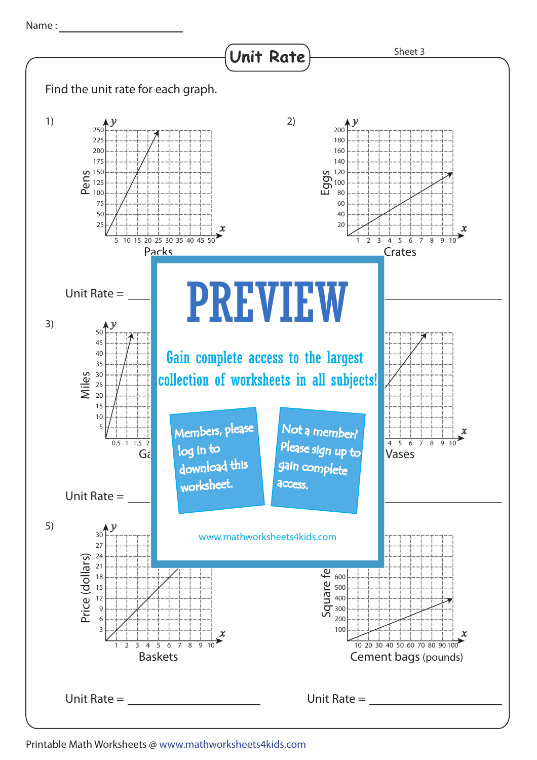Name : ____________________

# Unit Rate

Sheet 3

Find the unit rate for each graph.

1)

Pens (y-axis: 25, 50, 75, 100, 125, 150, 175, 200, 225, 250)

Packs (x-axis: 5, 10, 15, 20, 25, 30, 35, 40, 45, 50)

Unit Rate = ____________________

2)

Eggs (y-axis: 20, 40, 60, 80, 100, 120, 140, 160, 180, 200)

Crates (x-axis: 1, 2, 3, 4, 5, 6, 7, 8, 9, 10)

Unit Rate = ____________________

3)

Miles (y-axis: 5, 10, 15, 20, 25, 30, 35, 40, 45, 50)

Ga (x-axis: 0.5, 1, 1.5, 2)

Unit Rate = ____________________

4)

Vases (x-axis: 4, 5, 6, 7, 8, 9, 10)

Unit Rate = ____________________

5)

Price (dollars) (y-axis: 3, 6, 9, 12, 15, 18, 21, 24, 27, 30)

Baskets (x-axis: 1, 2, 3, 4, 5, 6, 7, 8, 9, 10)

Unit Rate = ____________________

6)

Square fe (y-axis: 100, 200, 300, 400, 500, 600)

Cement bags (pounds) (x-axis: 10, 20, 30, 40, 50, 60, 70, 80, 90, 100)

Unit Rate = ____________________

PREVIEW

Gain complete access to the largest collection of worksheets in all subjects!

Members, please log in to download this worksheet.

Not a member? Please sign up to gain complete access.

www.mathworksheets4kids.com

Printable Math Worksheets @ www.mathworksheets4kids.com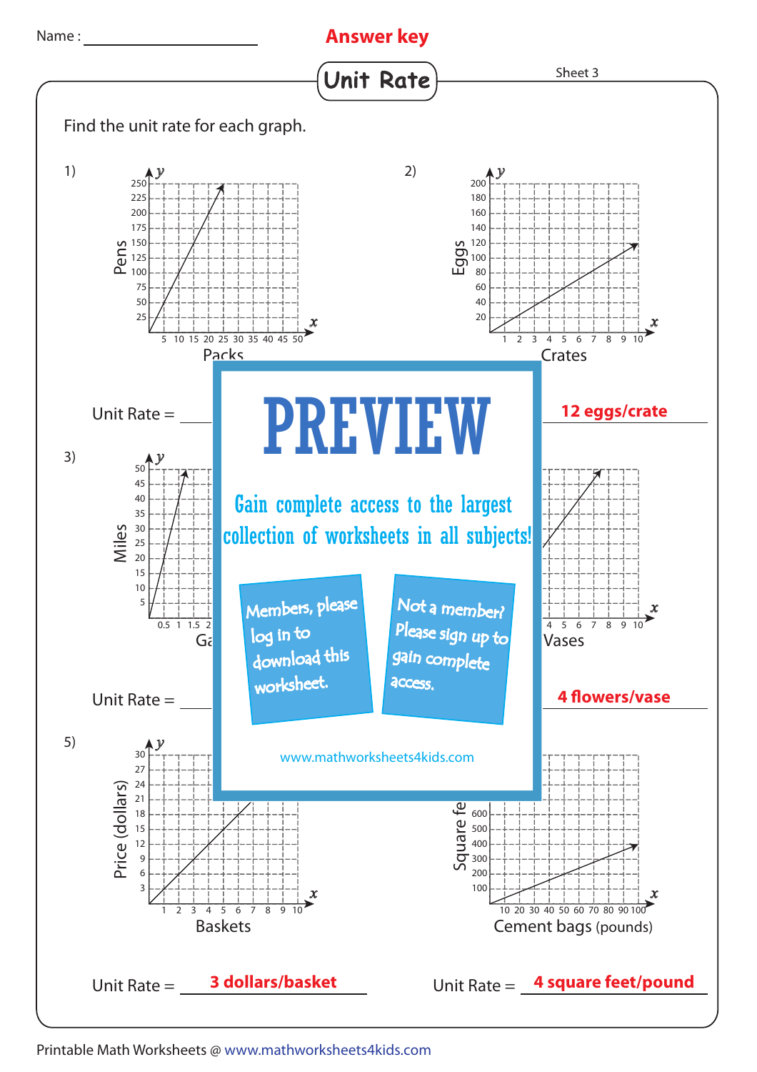Name :

**Answer key**

# Unit Rate

Sheet 3

Find the unit rate for each graph.

1)

y

250
225
200
175
150
125
100
75
50
25

Pens

x

5 10 15 20 25 30 35 40 45 50

Packs

Unit Rate =

2)

y

200
180
160
140
120
100
80
60
40
20

Eggs

x

1 2 3 4 5 6 7 8 9 10

Crates

Unit Rate = **12 eggs/crate**

3)

y

50
45
40
35
30
25
20
15
10
5

Miles

x

0.5 1 1.5 2

Ga

Unit Rate =

4)

x

4 5 6 7 8 9 10

Vases

Unit Rate = **4 flowers/vase**

PREVIEW

Gain complete access to the largest collection of worksheets in all subjects!

Members, please log in to download this worksheet.

Not a member? Please sign up to gain complete access.

www.mathworksheets4kids.com

5)

y

30
27
24
21
18
15
12
9
6
3

Price (dollars)

x

1 2 3 4 5 6 7 8 9 10

Baskets

Unit Rate = **3 dollars/basket**

6)

600
500
400
300
200
100

Square fe

x

10 20 30 40 50 60 70 80 90 100

Cement bags (pounds)

Unit Rate = **4 square feet/pound**

Printable Math Worksheets @ www.mathworksheets4kids.com